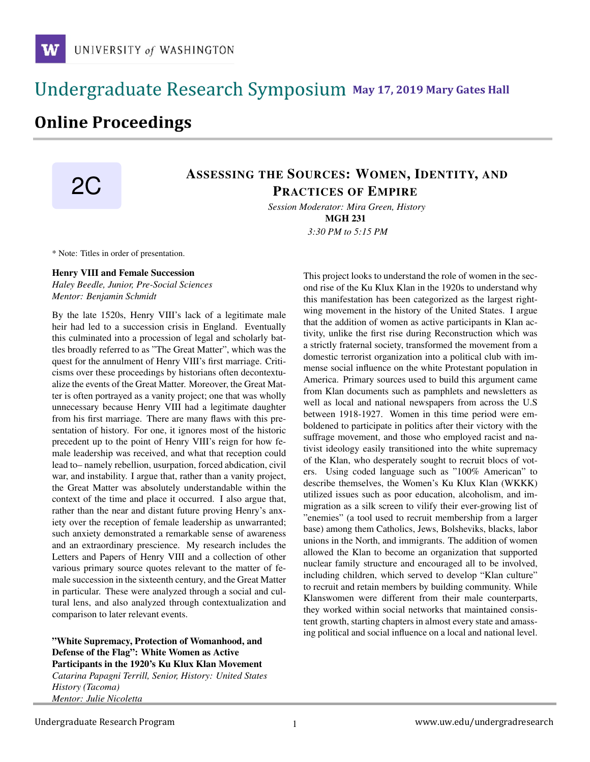# Undergraduate Research Symposium May 17, 2019 Mary Gates Hall

## Online Proceedings

2C

## ASSESSING THE SOURCES: WOMEN, IDENTITY, AND PRACTICES OF EMPIRE

*Session Moderator: Mira Green, History*
**MGH 231**
*3:30 PM to 5:15 PM*

* Note: Titles in order of presentation.

### Henry VIII and Female Succession

*Haley Beedle, Junior, Pre-Social Sciences*
*Mentor: Benjamin Schmidt*

By the late 1520s, Henry VIII's lack of a legitimate male heir had led to a succession crisis in England. Eventually this culminated into a procession of legal and scholarly battles broadly referred to as "The Great Matter", which was the quest for the annulment of Henry VIII's first marriage. Criticisms over these proceedings by historians often decontextualize the events of the Great Matter. Moreover, the Great Matter is often portrayed as a vanity project; one that was wholly unnecessary because Henry VIII had a legitimate daughter from his first marriage. There are many flaws with this presentation of history. For one, it ignores most of the historic precedent up to the point of Henry VIII's reign for how female leadership was received, and what that reception could lead to– namely rebellion, usurpation, forced abdication, civil war, and instability. I argue that, rather than a vanity project, the Great Matter was absolutely understandable within the context of the time and place it occurred. I also argue that, rather than the near and distant future proving Henry's anxiety over the reception of female leadership as unwarranted; such anxiety demonstrated a remarkable sense of awareness and an extraordinary prescience. My research includes the Letters and Papers of Henry VIII and a collection of other various primary source quotes relevant to the matter of female succession in the sixteenth century, and the Great Matter in particular. These were analyzed through a social and cultural lens, and also analyzed through contextualization and comparison to later relevant events.

### "White Supremacy, Protection of Womanhood, and Defense of the Flag": White Women as Active Participants in the 1920's Ku Klux Klan Movement

*Catarina Papagni Terrill, Senior, History: United States History (Tacoma)*
*Mentor: Julie Nicoletta*

This project looks to understand the role of women in the second rise of the Ku Klux Klan in the 1920s to understand why this manifestation has been categorized as the largest right-wing movement in the history of the United States. I argue that the addition of women as active participants in Klan activity, unlike the first rise during Reconstruction which was a strictly fraternal society, transformed the movement from a domestic terrorist organization into a political club with immense social influence on the white Protestant population in America. Primary sources used to build this argument came from Klan documents such as pamphlets and newsletters as well as local and national newspapers from across the U.S between 1918-1927. Women in this time period were emboldened to participate in politics after their victory with the suffrage movement, and those who employed racist and nativist ideology easily transitioned into the white supremacy of the Klan, who desperately sought to recruit blocs of voters. Using coded language such as "100% American" to describe themselves, the Women's Ku Klux Klan (WKKK) utilized issues such as poor education, alcoholism, and immigration as a silk screen to vilify their ever-growing list of "enemies" (a tool used to recruit membership from a larger base) among them Catholics, Jews, Bolsheviks, blacks, labor unions in the North, and immigrants. The addition of women allowed the Klan to become an organization that supported nuclear family structure and encouraged all to be involved, including children, which served to develop "Klan culture" to recruit and retain members by building community. While Klanswomen were different from their male counterparts, they worked within social networks that maintained consistent growth, starting chapters in almost every state and amassing political and social influence on a local and national level.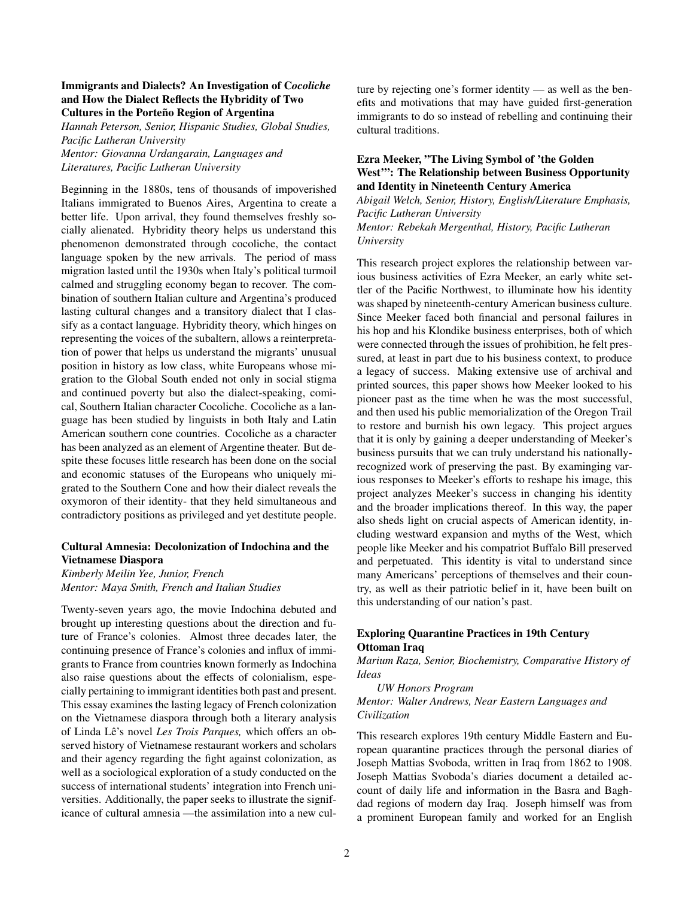### Immigrants and Dialects? An Investigation of C*ocoliche* and How the Dialect Reflects the Hybridity of Two Cultures in the Porteño Region of Argentina

*Hannah Peterson, Senior, Hispanic Studies, Global Studies, Pacific Lutheran University*
*Mentor: Giovanna Urdangarain, Languages and Literatures, Pacific Lutheran University*

Beginning in the 1880s, tens of thousands of impoverished Italians immigrated to Buenos Aires, Argentina to create a better life. Upon arrival, they found themselves freshly socially alienated. Hybridity theory helps us understand this phenomenon demonstrated through cocoliche, the contact language spoken by the new arrivals. The period of mass migration lasted until the 1930s when Italy's political turmoil calmed and struggling economy began to recover. The combination of southern Italian culture and Argentina's produced lasting cultural changes and a transitory dialect that I classify as a contact language. Hybridity theory, which hinges on representing the voices of the subaltern, allows a reinterpretation of power that helps us understand the migrants' unusual position in history as low class, white Europeans whose migration to the Global South ended not only in social stigma and continued poverty but also the dialect-speaking, comical, Southern Italian character Cocoliche. Cocoliche as a language has been studied by linguists in both Italy and Latin American southern cone countries. Cocoliche as a character has been analyzed as an element of Argentine theater. But despite these focuses little research has been done on the social and economic statuses of the Europeans who uniquely migrated to the Southern Cone and how their dialect reveals the oxymoron of their identity- that they held simultaneous and contradictory positions as privileged and yet destitute people.

### Cultural Amnesia: Decolonization of Indochina and the Vietnamese Diaspora

*Kimberly Meilin Yee, Junior, French*
*Mentor: Maya Smith, French and Italian Studies*

Twenty-seven years ago, the movie Indochina debuted and brought up interesting questions about the direction and future of France's colonies. Almost three decades later, the continuing presence of France's colonies and influx of immigrants to France from countries known formerly as Indochina also raise questions about the effects of colonialism, especially pertaining to immigrant identities both past and present. This essay examines the lasting legacy of French colonization on the Vietnamese diaspora through both a literary analysis of Linda Lê's novel *Les Trois Parques,* which offers an observed history of Vietnamese restaurant workers and scholars and their agency regarding the fight against colonization, as well as a sociological exploration of a study conducted on the success of international students' integration into French universities. Additionally, the paper seeks to illustrate the significance of cultural amnesia —the assimilation into a new culture by rejecting one's former identity — as well as the benefits and motivations that may have guided first-generation immigrants to do so instead of rebelling and continuing their cultural traditions.

### Ezra Meeker, "The Living Symbol of 'the Golden West'": The Relationship between Business Opportunity and Identity in Nineteenth Century America

*Abigail Welch, Senior, History, English/Literature Emphasis, Pacific Lutheran University*
*Mentor: Rebekah Mergenthal, History, Pacific Lutheran University*

This research project explores the relationship between various business activities of Ezra Meeker, an early white settler of the Pacific Northwest, to illuminate how his identity was shaped by nineteenth-century American business culture. Since Meeker faced both financial and personal failures in his hop and his Klondike business enterprises, both of which were connected through the issues of prohibition, he felt pressured, at least in part due to his business context, to produce a legacy of success. Making extensive use of archival and printed sources, this paper shows how Meeker looked to his pioneer past as the time when he was the most successful, and then used his public memorialization of the Oregon Trail to restore and burnish his own legacy. This project argues that it is only by gaining a deeper understanding of Meeker's business pursuits that we can truly understand his nationally-recognized work of preserving the past. By examinging various responses to Meeker's efforts to reshape his image, this project analyzes Meeker's success in changing his identity and the broader implications thereof. In this way, the paper also sheds light on crucial aspects of American identity, including westward expansion and myths of the West, which people like Meeker and his compatriot Buffalo Bill preserved and perpetuated. This identity is vital to understand since many Americans' perceptions of themselves and their country, as well as their patriotic belief in it, have been built on this understanding of our nation's past.

### Exploring Quarantine Practices in 19th Century Ottoman Iraq

*Marium Raza, Senior, Biochemistry, Comparative History of Ideas*
*UW Honors Program*
*Mentor: Walter Andrews, Near Eastern Languages and Civilization*

This research explores 19th century Middle Eastern and European quarantine practices through the personal diaries of Joseph Mattias Svoboda, written in Iraq from 1862 to 1908. Joseph Mattias Svoboda's diaries document a detailed account of daily life and information in the Basra and Baghdad regions of modern day Iraq. Joseph himself was from a prominent European family and worked for an English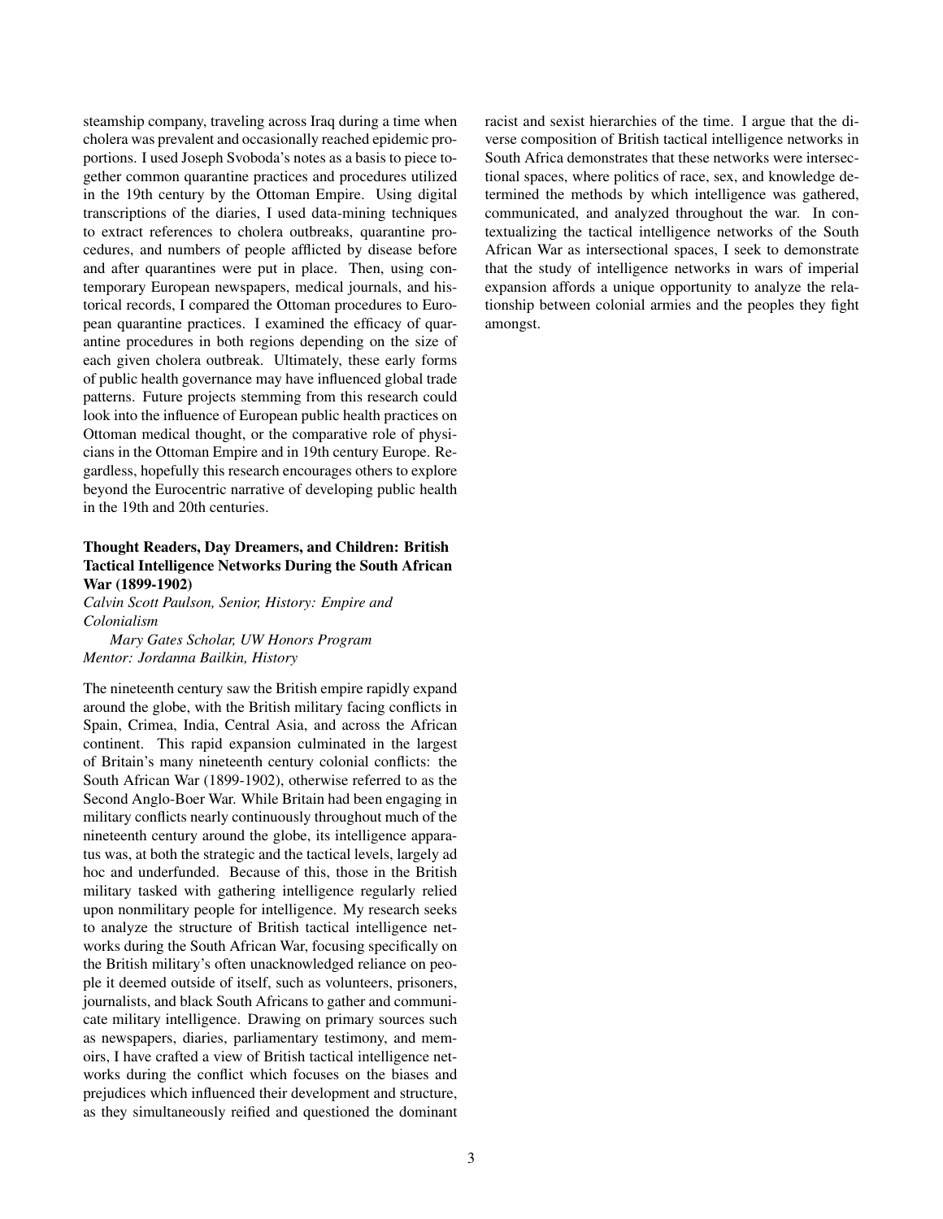steamship company, traveling across Iraq during a time when cholera was prevalent and occasionally reached epidemic proportions. I used Joseph Svoboda's notes as a basis to piece together common quarantine practices and procedures utilized in the 19th century by the Ottoman Empire. Using digital transcriptions of the diaries, I used data-mining techniques to extract references to cholera outbreaks, quarantine procedures, and numbers of people afflicted by disease before and after quarantines were put in place. Then, using contemporary European newspapers, medical journals, and historical records, I compared the Ottoman procedures to European quarantine practices. I examined the efficacy of quarantine procedures in both regions depending on the size of each given cholera outbreak. Ultimately, these early forms of public health governance may have influenced global trade patterns. Future projects stemming from this research could look into the influence of European public health practices on Ottoman medical thought, or the comparative role of physicians in the Ottoman Empire and in 19th century Europe. Regardless, hopefully this research encourages others to explore beyond the Eurocentric narrative of developing public health in the 19th and 20th centuries.

### Thought Readers, Day Dreamers, and Children: British Tactical Intelligence Networks During the South African War (1899-1902)

*Calvin Scott Paulson, Senior, History: Empire and Colonialism*
*Mary Gates Scholar, UW Honors Program*
*Mentor: Jordanna Bailkin, History*

The nineteenth century saw the British empire rapidly expand around the globe, with the British military facing conflicts in Spain, Crimea, India, Central Asia, and across the African continent. This rapid expansion culminated in the largest of Britain's many nineteenth century colonial conflicts: the South African War (1899-1902), otherwise referred to as the Second Anglo-Boer War. While Britain had been engaging in military conflicts nearly continuously throughout much of the nineteenth century around the globe, its intelligence apparatus was, at both the strategic and the tactical levels, largely ad hoc and underfunded. Because of this, those in the British military tasked with gathering intelligence regularly relied upon nonmilitary people for intelligence. My research seeks to analyze the structure of British tactical intelligence networks during the South African War, focusing specifically on the British military's often unacknowledged reliance on people it deemed outside of itself, such as volunteers, prisoners, journalists, and black South Africans to gather and communicate military intelligence. Drawing on primary sources such as newspapers, diaries, parliamentary testimony, and memoirs, I have crafted a view of British tactical intelligence networks during the conflict which focuses on the biases and prejudices which influenced their development and structure, as they simultaneously reified and questioned the dominant racist and sexist hierarchies of the time. I argue that the diverse composition of British tactical intelligence networks in South Africa demonstrates that these networks were intersectional spaces, where politics of race, sex, and knowledge determined the methods by which intelligence was gathered, communicated, and analyzed throughout the war. In contextualizing the tactical intelligence networks of the South African War as intersectional spaces, I seek to demonstrate that the study of intelligence networks in wars of imperial expansion affords a unique opportunity to analyze the relationship between colonial armies and the peoples they fight amongst.